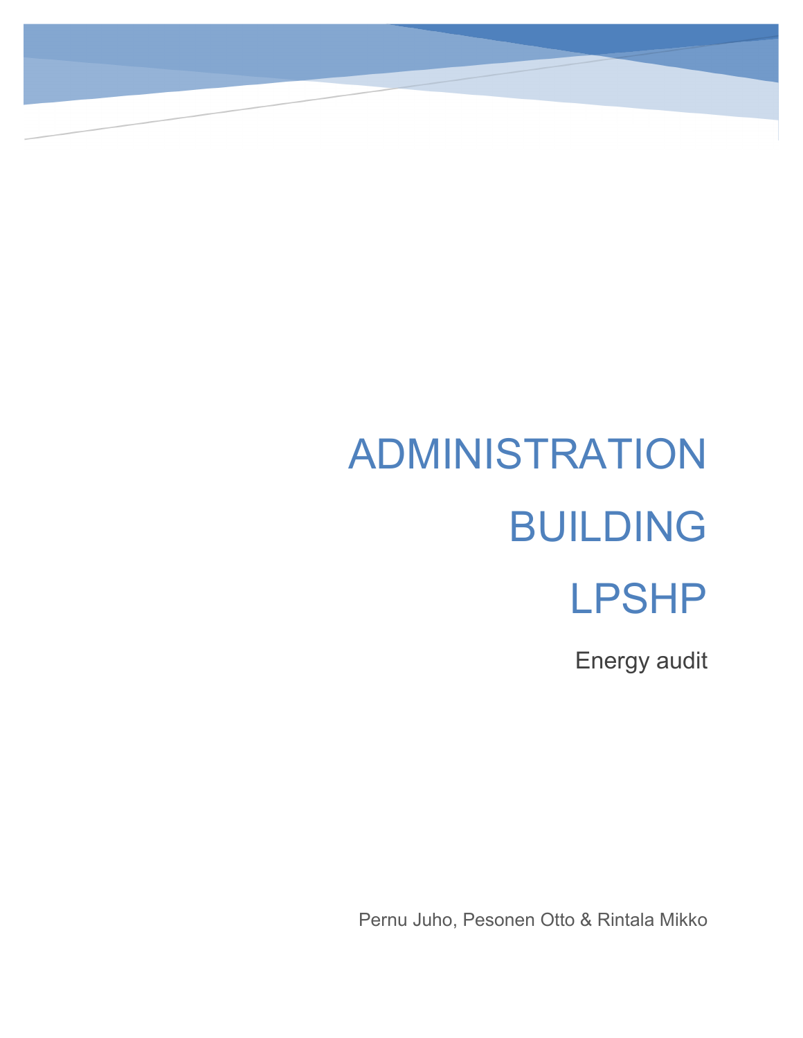# ADMINISTRATION BUILDING LPSHP

Energy audit

Pernu Juho, Pesonen Otto & Rintala Mikko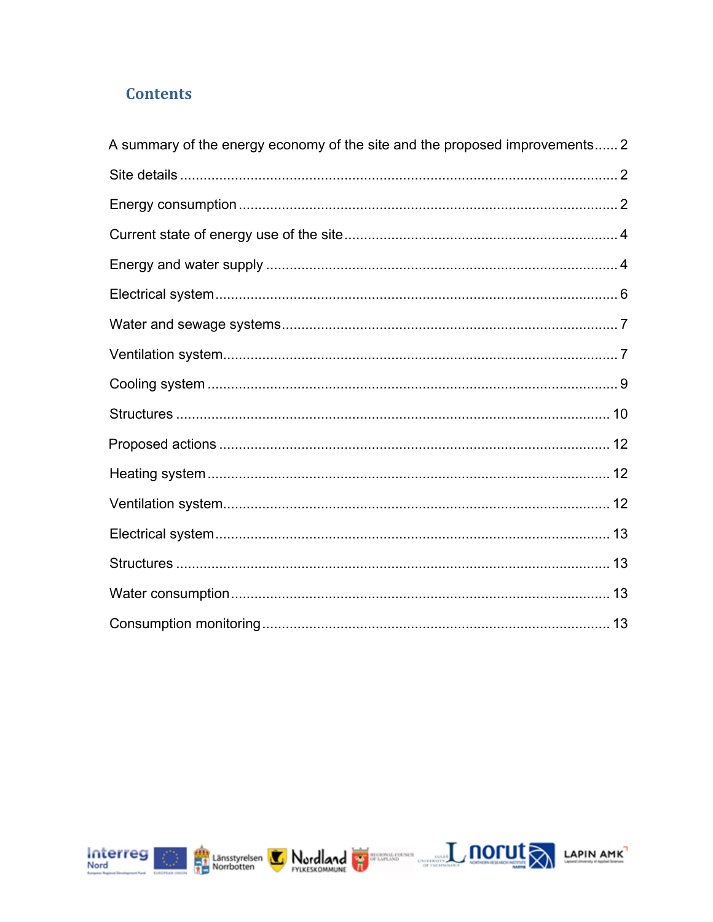## Contents

A summary of the energy economy of the site and the proposed improvements...... 2

Site details ............................................................................................................ 2

Energy consumption .............................................................................................. 2

Current state of energy use of the site .................................................................... 4

Energy and water supply ........................................................................................ 4

Electrical system ..................................................................................................... 6

Water and sewage systems ..................................................................................... 7

Ventilation system ................................................................................................... 7

Cooling system ........................................................................................................ 9

Structures ............................................................................................................. 10

Proposed actions ................................................................................................... 12

Heating system ...................................................................................................... 12

Ventilation system .................................................................................................. 12

Electrical system .................................................................................................... 13

Structures ............................................................................................................. 13

Water consumption ................................................................................................ 13

Consumption monitoring ........................................................................................ 13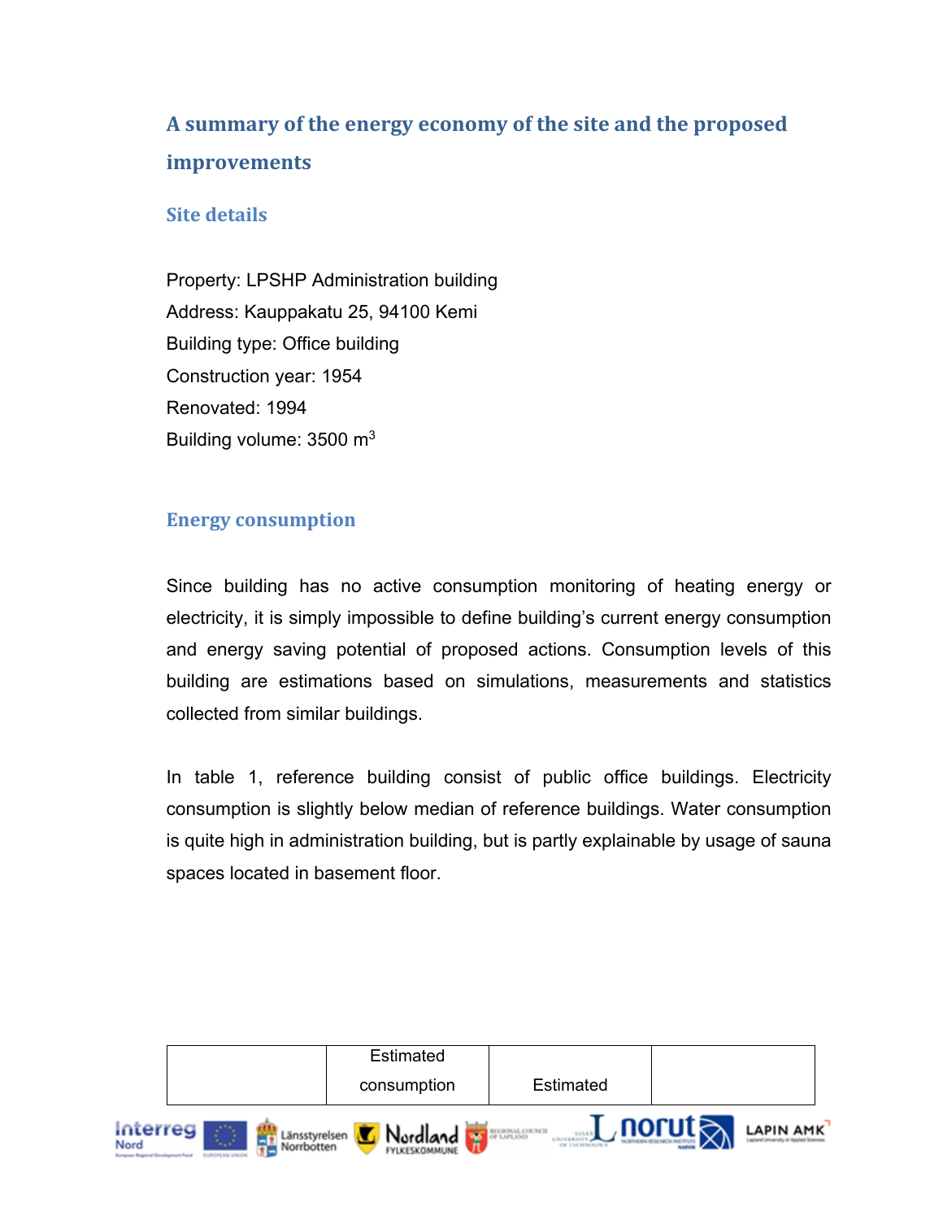## A summary of the energy economy of the site and the proposed improvements

### Site details

Property: LPSHP Administration building
Address: Kauppakatu 25, 94100 Kemi
Building type: Office building
Construction year: 1954
Renovated: 1994
Building volume: 3500 $m^3$

### Energy consumption

Since building has no active consumption monitoring of heating energy or electricity, it is simply impossible to define building's current energy consumption and energy saving potential of proposed actions. Consumption levels of this building are estimations based on simulations, measurements and statistics collected from similar buildings.

In table 1, reference building consist of public office buildings. Electricity consumption is slightly below median of reference buildings. Water consumption is quite high in administration building, but is partly explainable by usage of sauna spaces located in basement floor.

| | Estimated consumption | Estimated | |
|---|---|---|---|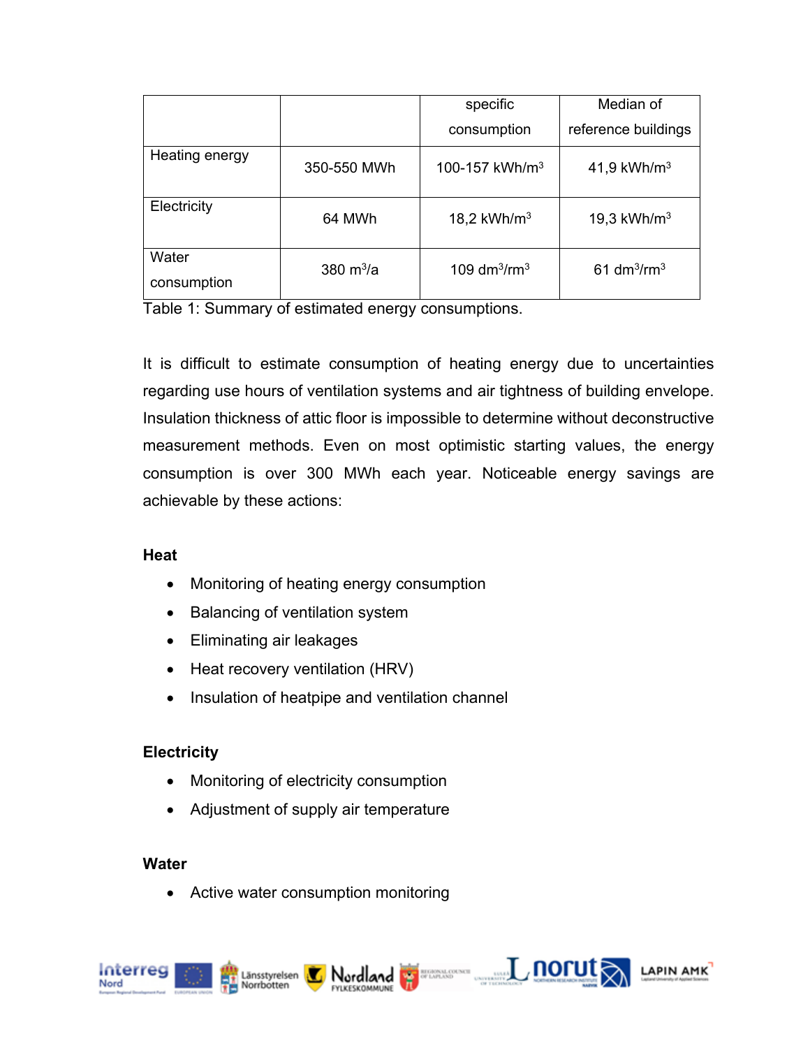| | | specific consumption | Median of reference buildings |
|---|---|---|---|
| Heating energy | 350-550 MWh | 100-157 kWh/m$^3$ | 41,9 kWh/m$^3$ |
| Electricity | 64 MWh | 18,2 kWh/m$^3$ | 19,3 kWh/m$^3$ |
| Water consumption | 380 m$^3$/a | 109 dm$^3$/rm$^3$ | 61 dm$^3$/rm$^3$ |

Table 1: Summary of estimated energy consumptions.

It is difficult to estimate consumption of heating energy due to uncertainties regarding use hours of ventilation systems and air tightness of building envelope. Insulation thickness of attic floor is impossible to determine without deconstructive measurement methods. Even on most optimistic starting values, the energy consumption is over 300 MWh each year. Noticeable energy savings are achievable by these actions:

**Heat**

- Monitoring of heating energy consumption
- Balancing of ventilation system
- Eliminating air leakages
- Heat recovery ventilation (HRV)
- Insulation of heatpipe and ventilation channel

**Electricity**

- Monitoring of electricity consumption
- Adjustment of supply air temperature

**Water**

- Active water consumption monitoring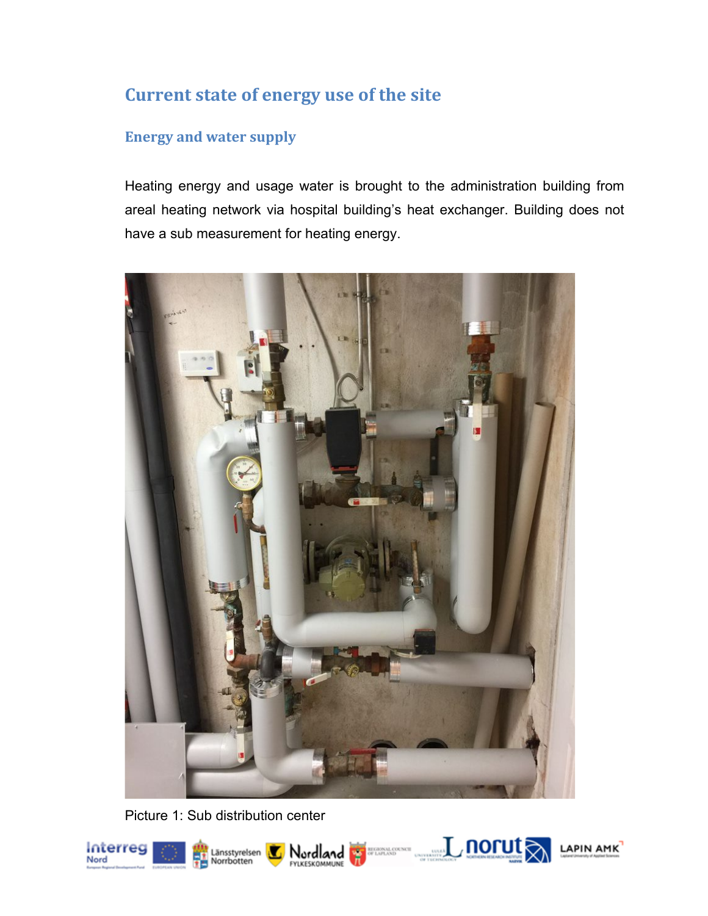## Current state of energy use of the site

### Energy and water supply

Heating energy and usage water is brought to the administration building from areal heating network via hospital building's heat exchanger. Building does not have a sub measurement for heating energy.

Picture 1: Sub distribution center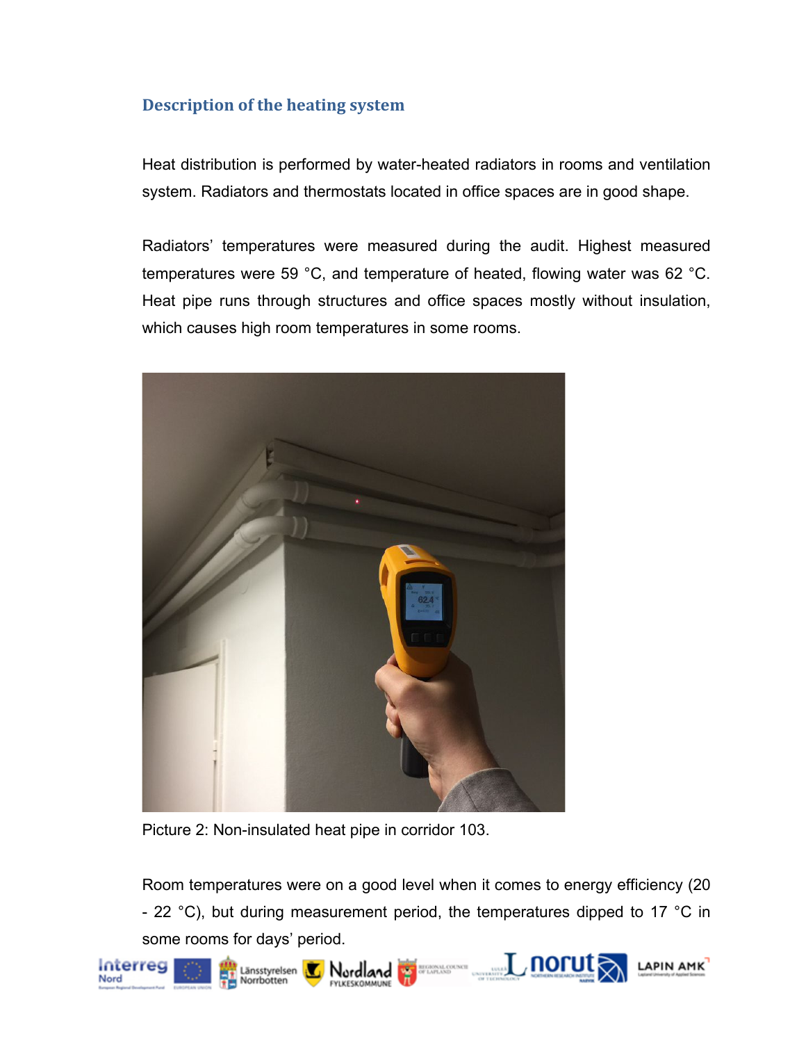## Description of the heating system

Heat distribution is performed by water-heated radiators in rooms and ventilation system. Radiators and thermostats located in office spaces are in good shape.

Radiators' temperatures were measured during the audit. Highest measured temperatures were 59 °C, and temperature of heated, flowing water was 62 °C. Heat pipe runs through structures and office spaces mostly without insulation, which causes high room temperatures in some rooms.

Picture 2: Non-insulated heat pipe in corridor 103.

Room temperatures were on a good level when it comes to energy efficiency (20 - 22 °C), but during measurement period, the temperatures dipped to 17 °C in some rooms for days' period.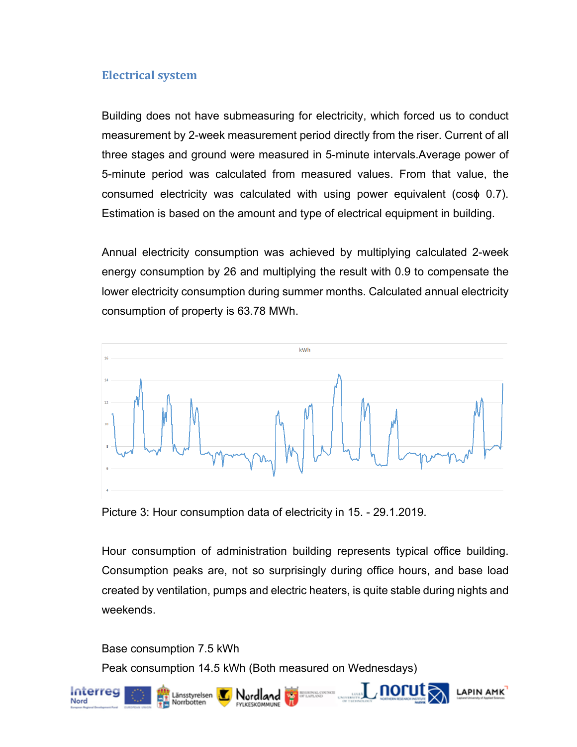## Electrical system

Building does not have submeasuring for electricity, which forced us to conduct measurement by 2-week measurement period directly from the riser. Current of all three stages and ground were measured in 5-minute intervals.Average power of 5-minute period was calculated from measured values. From that value, the consumed electricity was calculated with using power equivalent (cosϕ 0.7). Estimation is based on the amount and type of electrical equipment in building.

Annual electricity consumption was achieved by multiplying calculated 2-week energy consumption by 26 and multiplying the result with 0.9 to compensate the lower electricity consumption during summer months. Calculated annual electricity consumption of property is 63.78 MWh.

Picture 3: Hour consumption data of electricity in 15. - 29.1.2019.

Hour consumption of administration building represents typical office building. Consumption peaks are, not so surprisingly during office hours, and base load created by ventilation, pumps and electric heaters, is quite stable during nights and weekends.

Base consumption 7.5 kWh

Peak consumption 14.5 kWh (Both measured on Wednesdays)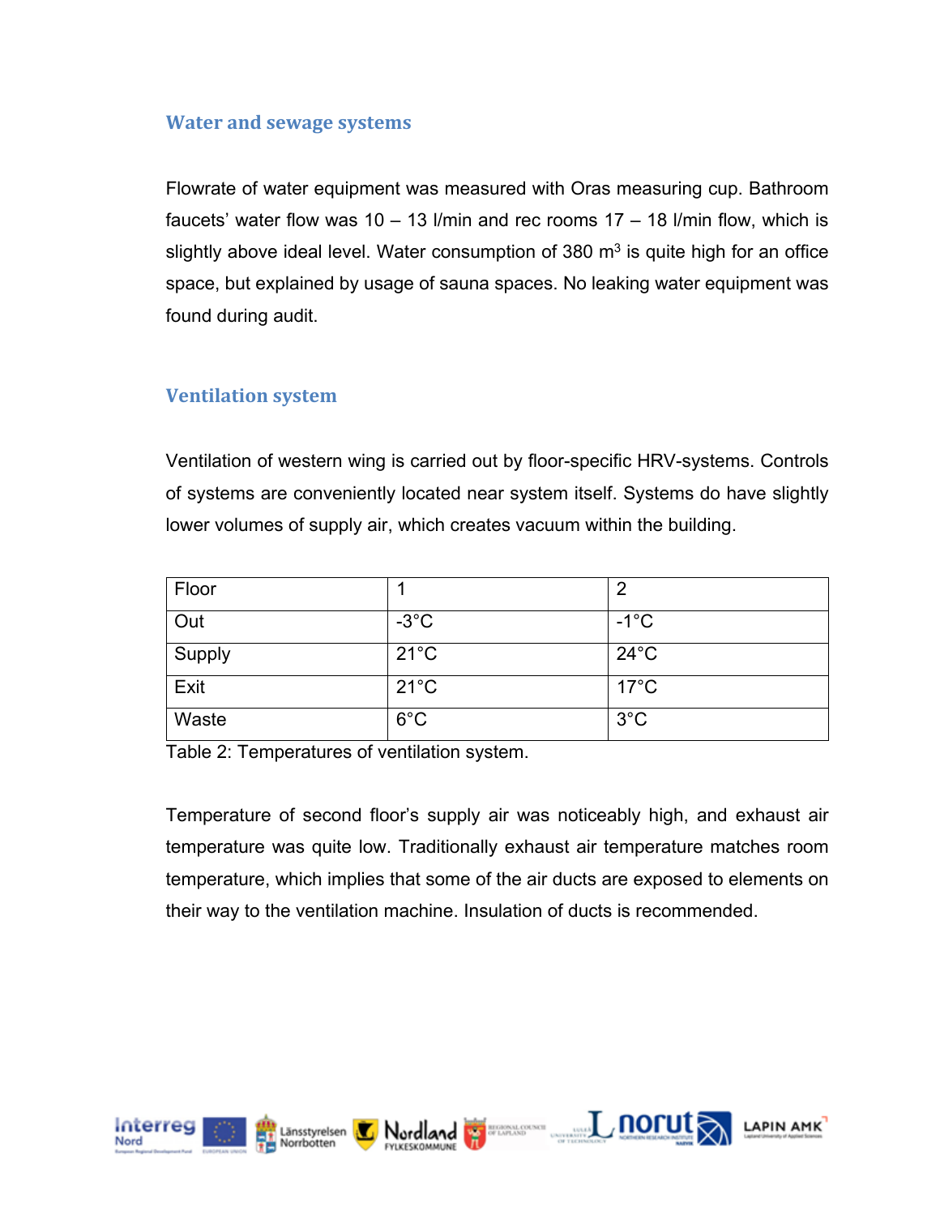## Water and sewage systems

Flowrate of water equipment was measured with Oras measuring cup. Bathroom faucets' water flow was 10 – 13 l/min and rec rooms 17 – 18 l/min flow, which is slightly above ideal level. Water consumption of 380 $m^3$ is quite high for an office space, but explained by usage of sauna spaces. No leaking water equipment was found during audit.

## Ventilation system

Ventilation of western wing is carried out by floor-specific HRV-systems. Controls of systems are conveniently located near system itself. Systems do have slightly lower volumes of supply air, which creates vacuum within the building.

| Floor | 1 | 2 |
|---|---|---|
| Out | -3°C | -1°C |
| Supply | 21°C | 24°C |
| Exit | 21°C | 17°C |
| Waste | 6°C | 3°C |

Table 2: Temperatures of ventilation system.

Temperature of second floor's supply air was noticeably high, and exhaust air temperature was quite low. Traditionally exhaust air temperature matches room temperature, which implies that some of the air ducts are exposed to elements on their way to the ventilation machine. Insulation of ducts is recommended.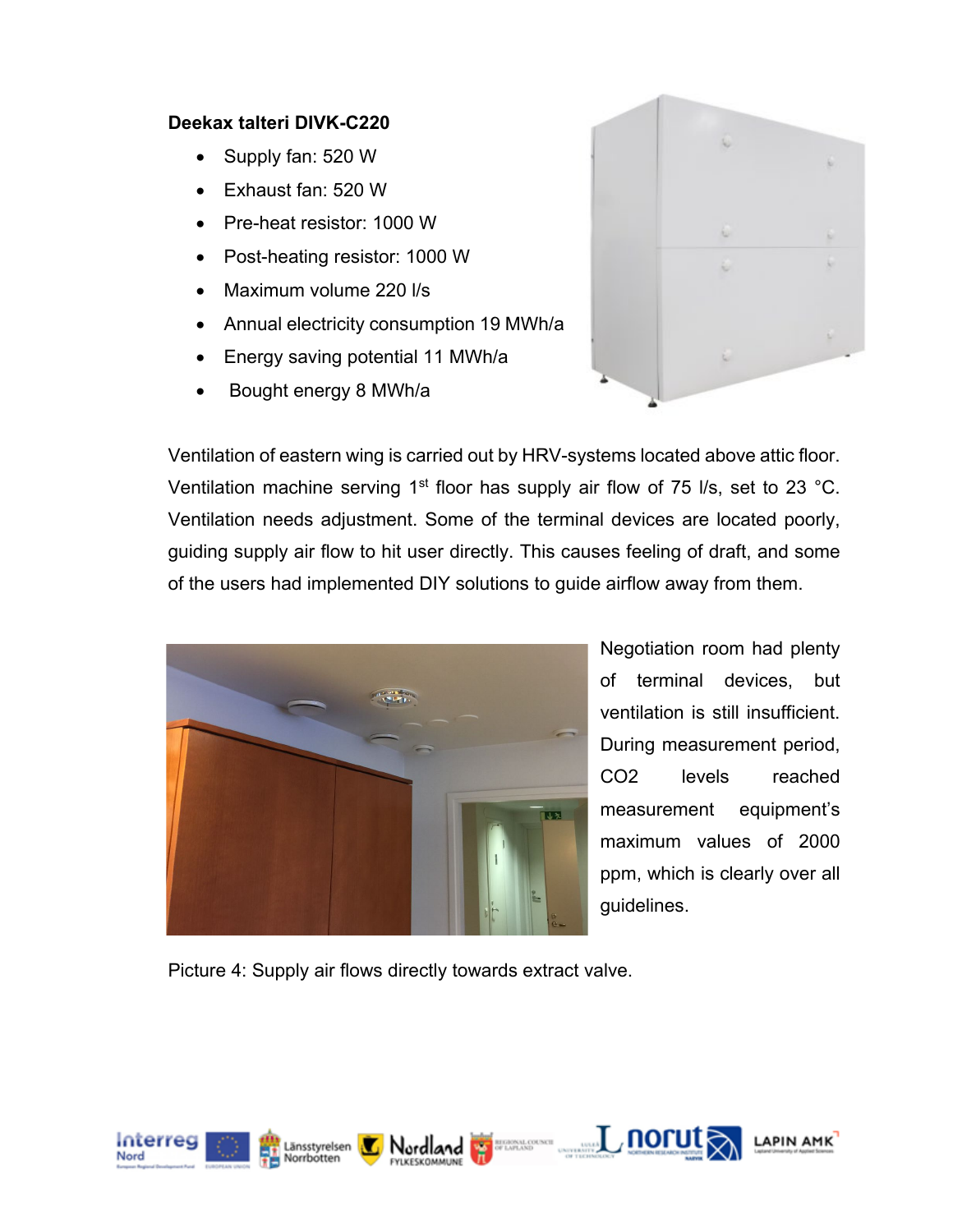**Deekax talteri DIVK-C220**

- Supply fan: 520 W
- Exhaust fan: 520 W
- Pre-heat resistor: 1000 W
- Post-heating resistor: 1000 W
- Maximum volume 220 l/s
- Annual electricity consumption 19 MWh/a
- Energy saving potential 11 MWh/a
- Bought energy 8 MWh/a

Ventilation of eastern wing is carried out by HRV-systems located above attic floor. Ventilation machine serving 1st floor has supply air flow of 75 l/s, set to 23 °C. Ventilation needs adjustment. Some of the terminal devices are located poorly, guiding supply air flow to hit user directly. This causes feeling of draft, and some of the users had implemented DIY solutions to guide airflow away from them.

Negotiation room had plenty of terminal devices, but ventilation is still insufficient. During measurement period, $CO_2$ levels reached measurement equipment's maximum values of 2000 ppm, which is clearly over all guidelines.

Picture 4: Supply air flows directly towards extract valve.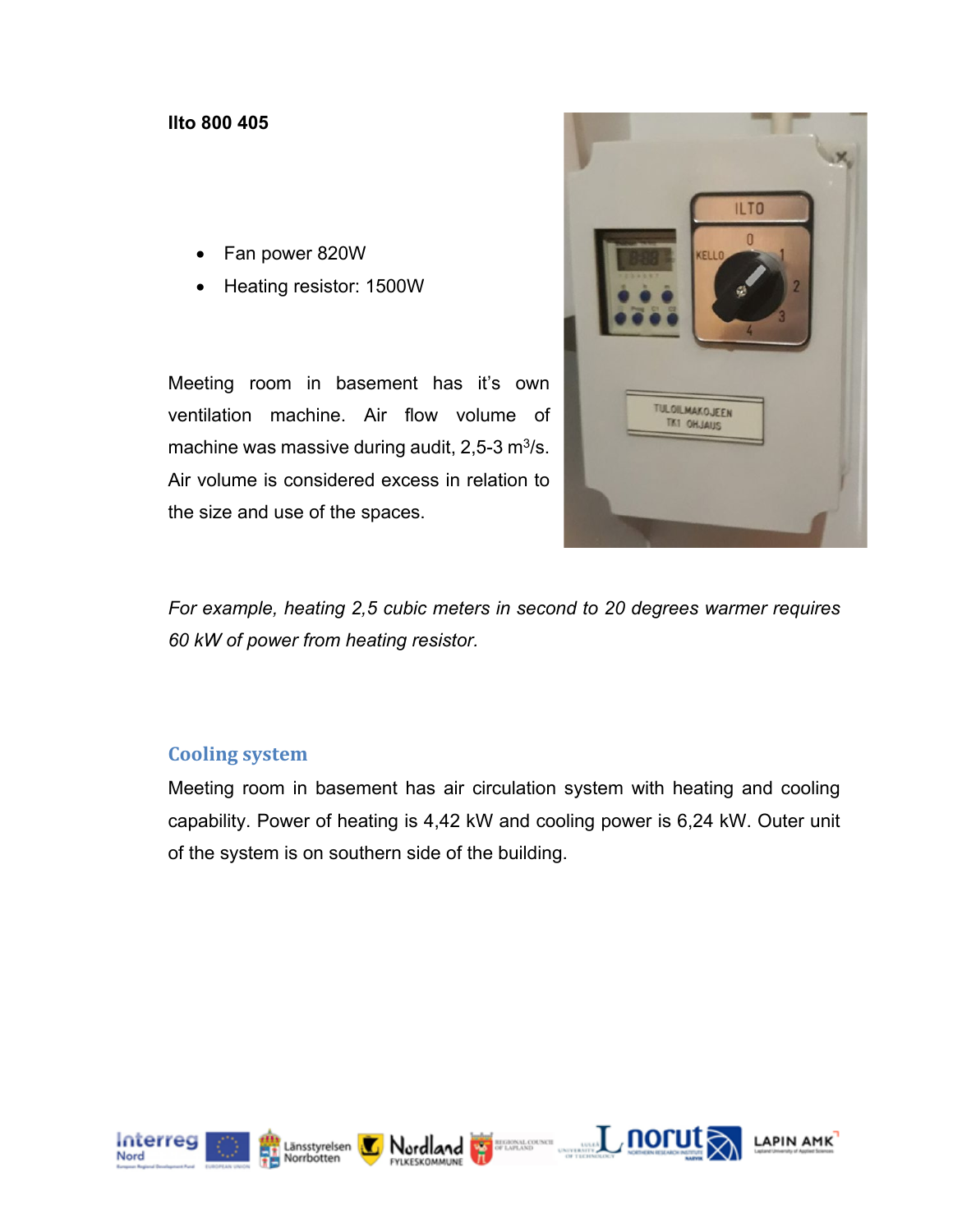**Ilto 800 405**

- Fan power 820W
- Heating resistor: 1500W

Meeting room in basement has it's own ventilation machine. Air flow volume of machine was massive during audit, 2,5-3 $m^3$/s. Air volume is considered excess in relation to the size and use of the spaces.

*For example, heating 2,5 cubic meters in second to 20 degrees warmer requires 60 kW of power from heating resistor.*

## Cooling system

Meeting room in basement has air circulation system with heating and cooling capability. Power of heating is 4,42 kW and cooling power is 6,24 kW. Outer unit of the system is on southern side of the building.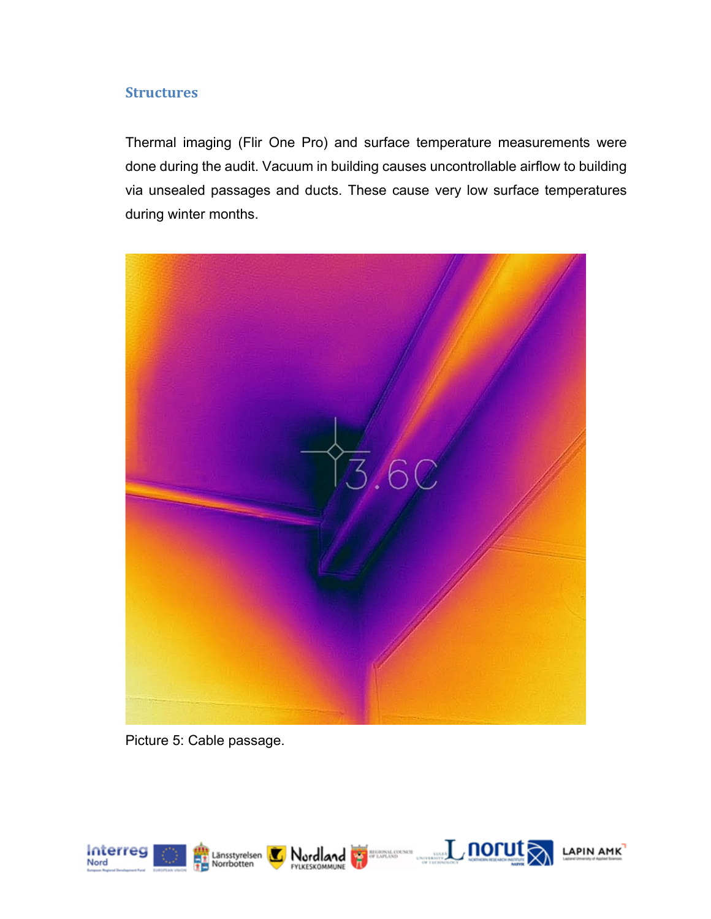## Structures

Thermal imaging (Flir One Pro) and surface temperature measurements were done during the audit. Vacuum in building causes uncontrollable airflow to building via unsealed passages and ducts. These cause very low surface temperatures during winter months.

Picture 5: Cable passage.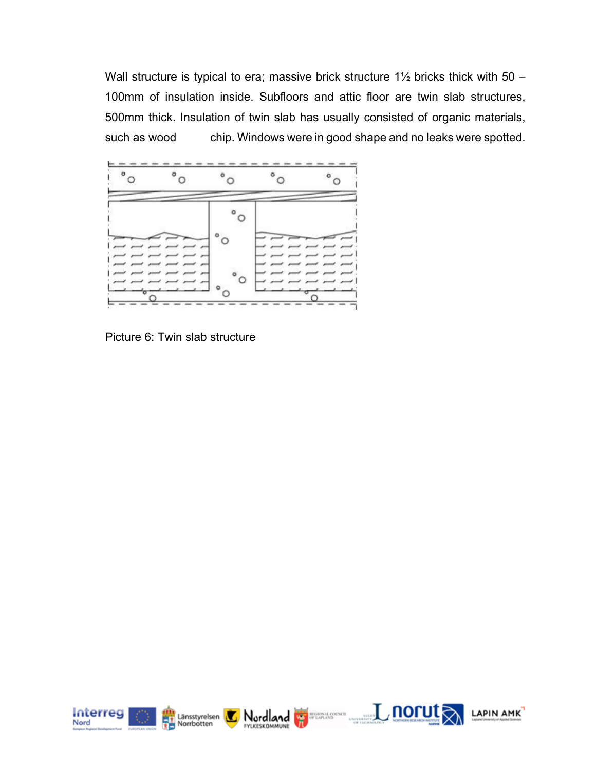Wall structure is typical to era; massive brick structure 1½ bricks thick with 50 – 100mm of insulation inside. Subfloors and attic floor are twin slab structures, 500mm thick. Insulation of twin slab has usually consisted of organic materials, such as wood chip. Windows were in good shape and no leaks were spotted.

Picture 6: Twin slab structure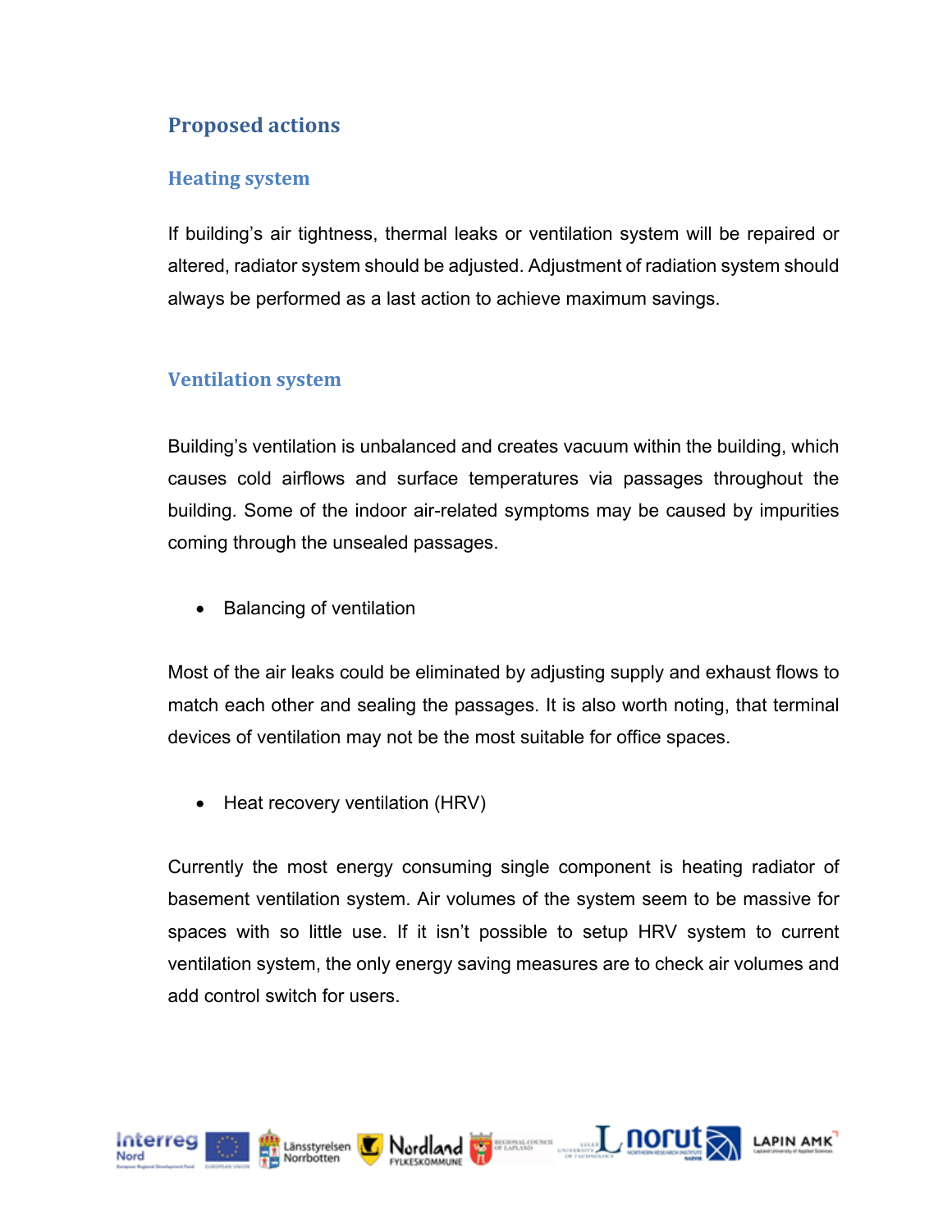## Proposed actions

### Heating system

If building's air tightness, thermal leaks or ventilation system will be repaired or altered, radiator system should be adjusted. Adjustment of radiation system should always be performed as a last action to achieve maximum savings.

### Ventilation system

Building's ventilation is unbalanced and creates vacuum within the building, which causes cold airflows and surface temperatures via passages throughout the building. Some of the indoor air-related symptoms may be caused by impurities coming through the unsealed passages.

- Balancing of ventilation

Most of the air leaks could be eliminated by adjusting supply and exhaust flows to match each other and sealing the passages. It is also worth noting, that terminal devices of ventilation may not be the most suitable for office spaces.

- Heat recovery ventilation (HRV)

Currently the most energy consuming single component is heating radiator of basement ventilation system. Air volumes of the system seem to be massive for spaces with so little use. If it isn't possible to setup HRV system to current ventilation system, the only energy saving measures are to check air volumes and add control switch for users.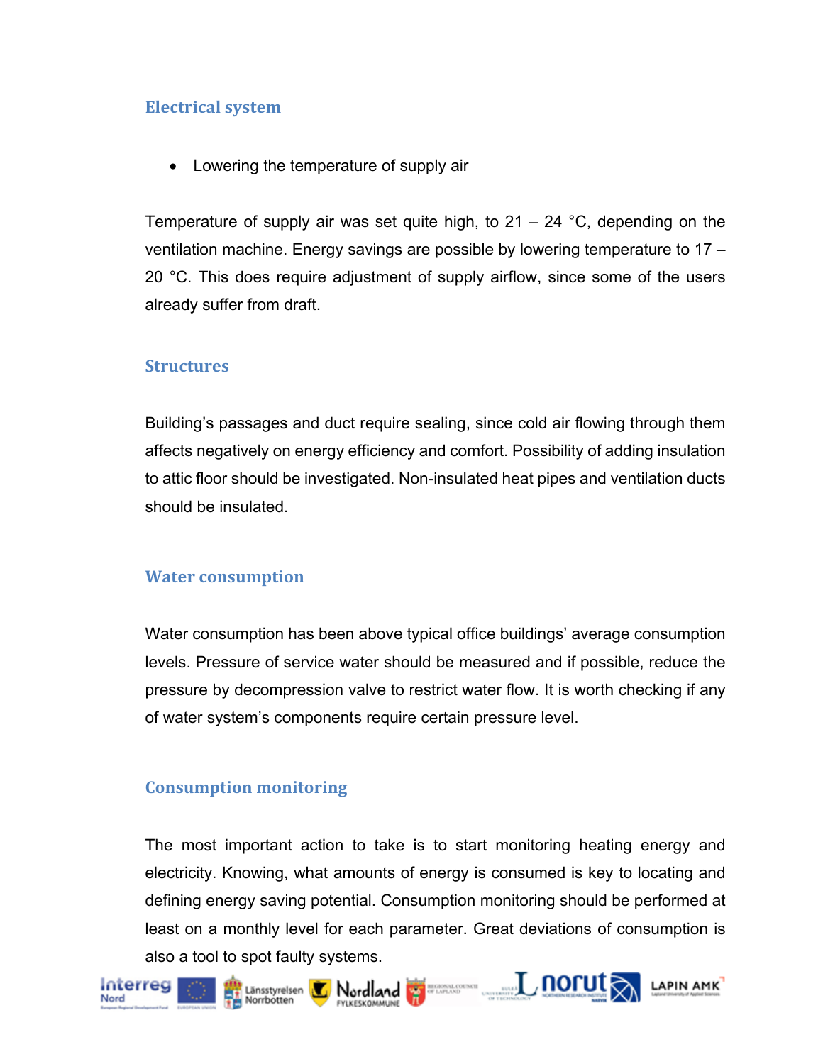### Electrical system

- Lowering the temperature of supply air

Temperature of supply air was set quite high, to 21 – 24 °C, depending on the ventilation machine. Energy savings are possible by lowering temperature to 17 – 20 °C. This does require adjustment of supply airflow, since some of the users already suffer from draft.

### Structures

Building's passages and duct require sealing, since cold air flowing through them affects negatively on energy efficiency and comfort. Possibility of adding insulation to attic floor should be investigated. Non-insulated heat pipes and ventilation ducts should be insulated.

### Water consumption

Water consumption has been above typical office buildings' average consumption levels. Pressure of service water should be measured and if possible, reduce the pressure by decompression valve to restrict water flow. It is worth checking if any of water system's components require certain pressure level.

### Consumption monitoring

The most important action to take is to start monitoring heating energy and electricity. Knowing, what amounts of energy is consumed is key to locating and defining energy saving potential. Consumption monitoring should be performed at least on a monthly level for each parameter. Great deviations of consumption is also a tool to spot faulty systems.